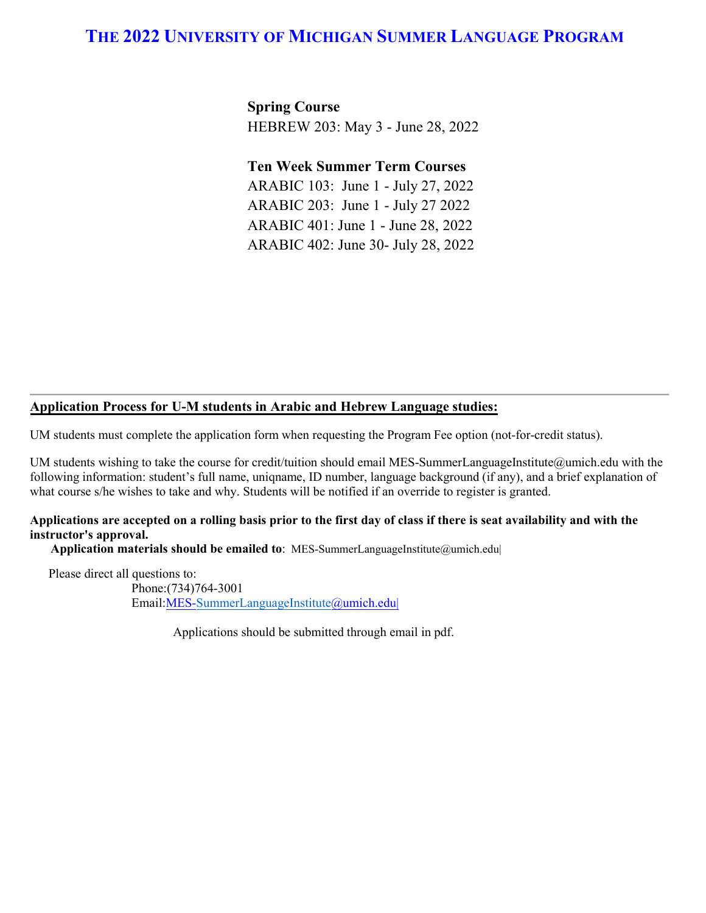# THE 2022 UNIVERSITY OF MICHIGAN SUMMER LANGUAGE PROGRAM

**Spring Course**

HEBREW 203: May 3 - June 28, 2022

**Ten Week Summer Term Courses**

ARABIC 103: June 1 - July 27, 2022

ARABIC 203: June 1 - July 27 2022

ARABIC 401: June 1 - June 28, 2022

ARABIC 402: June 30- July 28, 2022

---

**Application Process for U-M students in Arabic and Hebrew Language studies:**

UM students must complete the application form when requesting the Program Fee option (not-for-credit status).

UM students wishing to take the course for credit/tuition should email MES-SummerLanguageInstitute@umich.edu with the following information: student's full name, uniqname, ID number, language background (if any), and a brief explanation of what course s/he wishes to take and why. Students will be notified if an override to register is granted.

**Applications are accepted on a rolling basis prior to the first day of class if there is seat availability and with the instructor's approval.**

**Application materials should be emailed to**: MES-SummerLanguageInstitute@umich.edu

Please direct all questions to:

Phone:(734)764-3001

Email:MES-SummerLanguageInstitute@umich.edu

Applications should be submitted through email in pdf.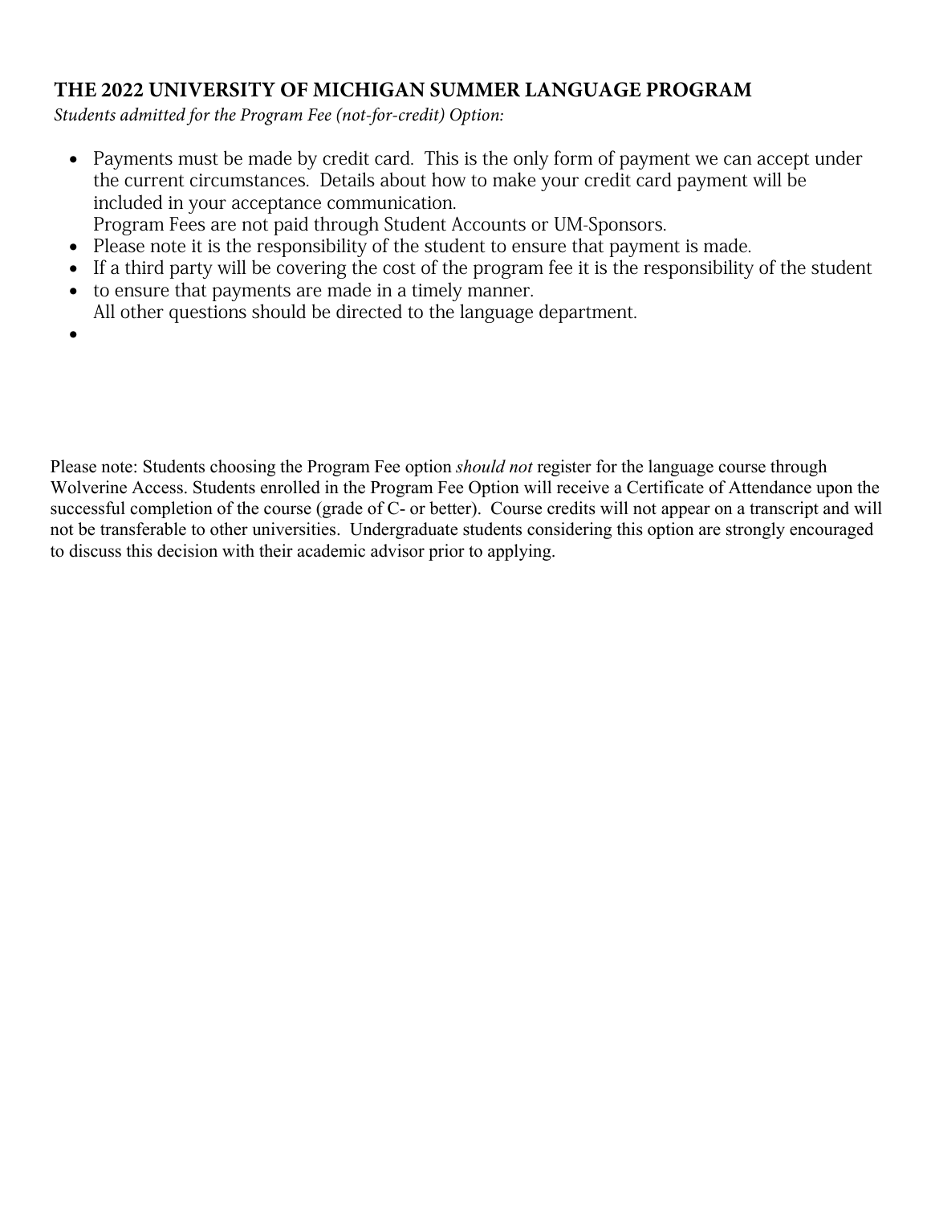## THE 2022 UNIVERSITY OF MICHIGAN SUMMER LANGUAGE PROGRAM

*Students admitted for the Program Fee (not-for-credit) Option:*

- Payments must be made by credit card. This is the only form of payment we can accept under the current circumstances. Details about how to make your credit card payment will be included in your acceptance communication.
  Program Fees are not paid through Student Accounts or UM-Sponsors.
- Please note it is the responsibility of the student to ensure that payment is made.
- If a third party will be covering the cost of the program fee it is the responsibility of the student
- to ensure that payments are made in a timely manner.
  All other questions should be directed to the language department.

Please note: Students choosing the Program Fee option *should not* register for the language course through Wolverine Access. Students enrolled in the Program Fee Option will receive a Certificate of Attendance upon the successful completion of the course (grade of C- or better). Course credits will not appear on a transcript and will not be transferable to other universities. Undergraduate students considering this option are strongly encouraged to discuss this decision with their academic advisor prior to applying.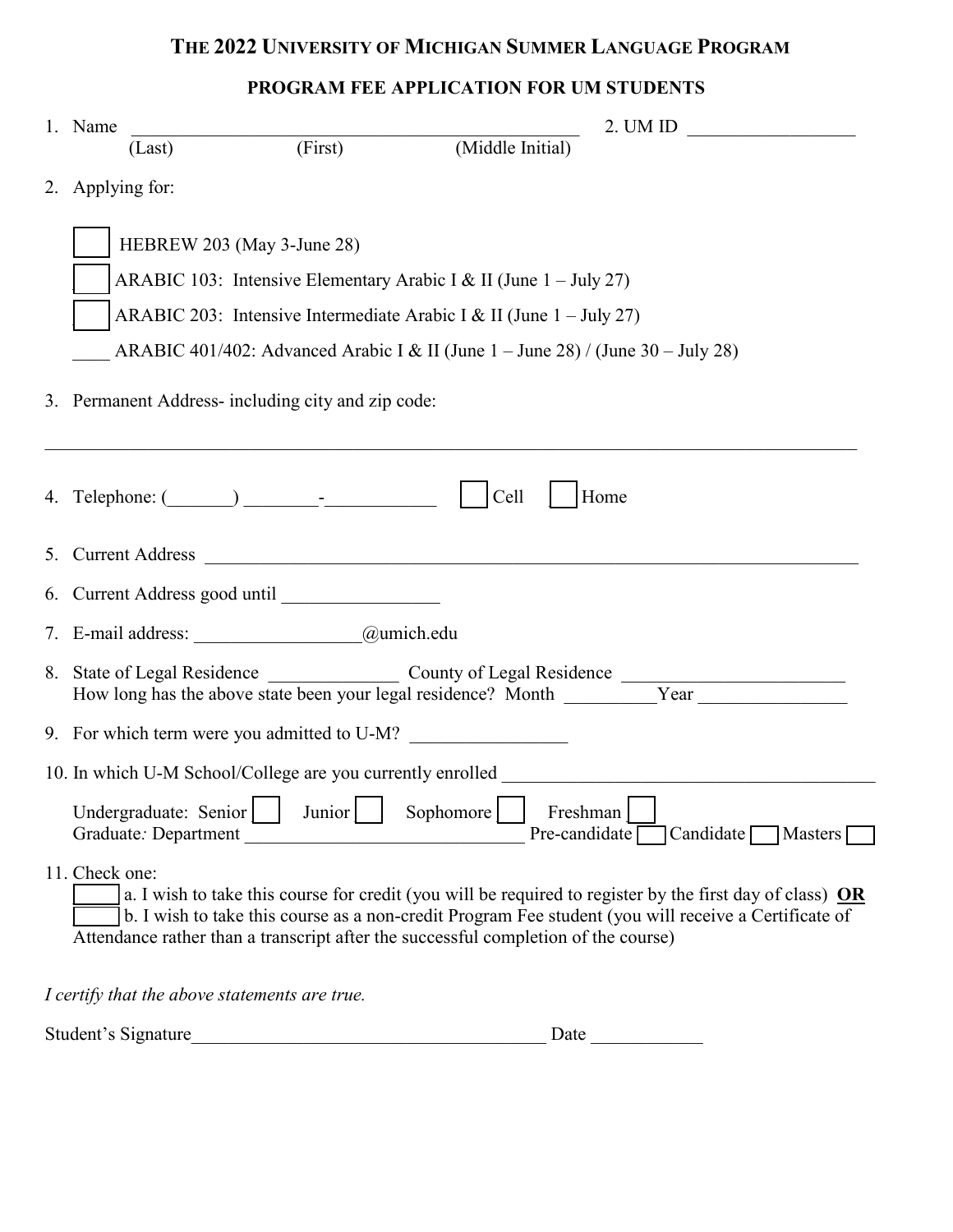# THE 2022 UNIVERSITY OF MICHIGAN SUMMER LANGUAGE PROGRAM

## PROGRAM FEE APPLICATION FOR UM STUDENTS

1. Name ________________________________________________ 2. UM ID __________________
   (Last) (First) (Middle Initial)

2. Applying for:

   ☐ HEBREW 203 (May 3-June 28)

   ☐ ARABIC 103: Intensive Elementary Arabic I & II (June 1 – July 27)

   ☐ ARABIC 203: Intensive Intermediate Arabic I & II (June 1 – July 27)

   ____ ARABIC 401/402: Advanced Arabic I & II (June 1 – June 28) / (June 30 – July 28)

3. Permanent Address- including city and zip code:

_____________________________________________________________________________________

4. Telephone: (_______) ________-____________ ☐ Cell ☐ Home

5. Current Address ______________________________________________________________________

6. Current Address good until _________________

7. E-mail address: __________________@umich.edu

8. State of Legal Residence ______________ County of Legal Residence ________________________
   How long has the above state been your legal residence? Month __________Year ________________

9. For which term were you admitted to U-M? _________________

10. In which U-M School/College are you currently enrolled _______________________________________

    Undergraduate: Senior ☐ Junior ☐ Sophomore ☐ Freshman ☐
    Graduate*:* Department ______________________________ Pre-candidate ☐ Candidate ☐ Masters ☐

11. Check one:
    ☐ a. I wish to take this course for credit (you will be required to register by the first day of class) **OR**
    ☐ b. I wish to take this course as a non-credit Program Fee student (you will receive a Certificate of Attendance rather than a transcript after the successful completion of the course)

*I certify that the above statements are true.*

Student's Signature______________________________________ Date ____________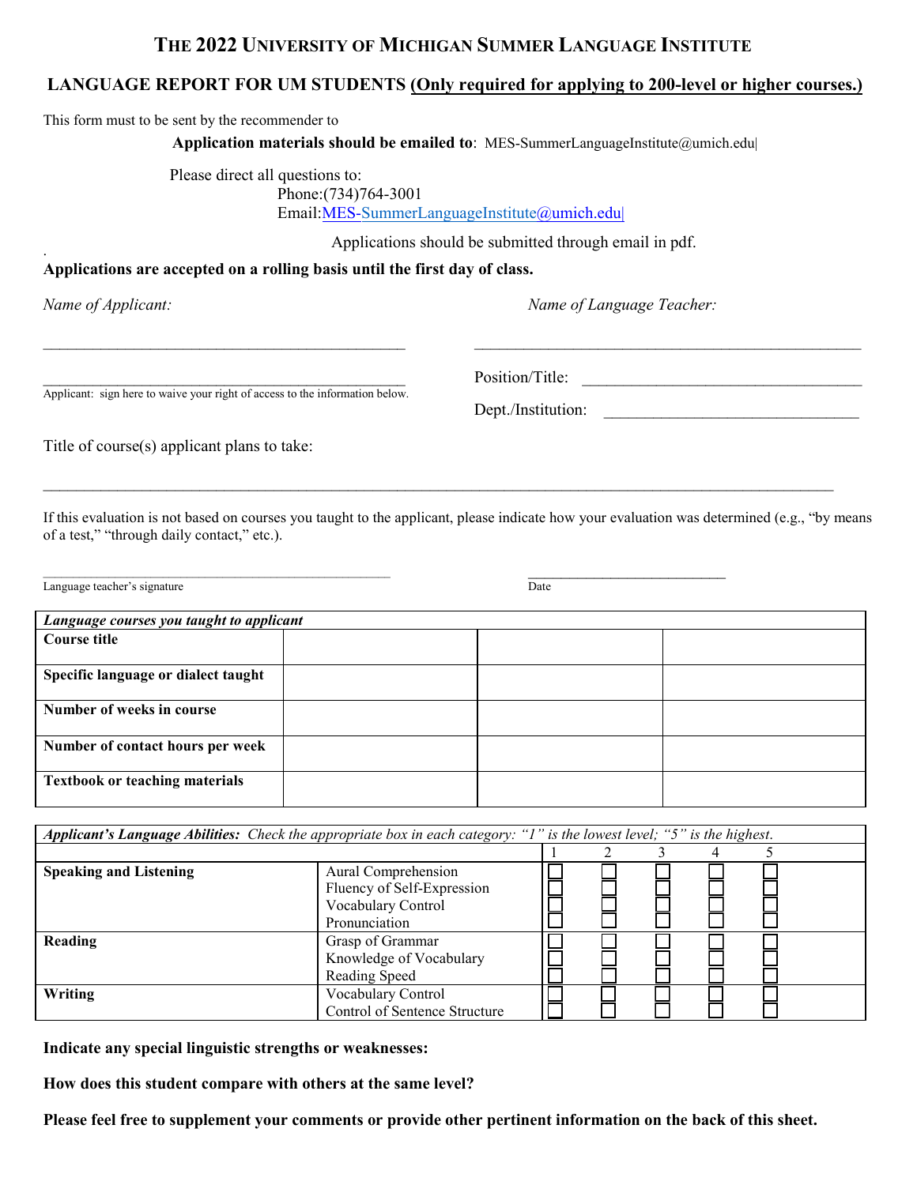# THE 2022 UNIVERSITY OF MICHIGAN SUMMER LANGUAGE INSTITUTE

## LANGUAGE REPORT FOR UM STUDENTS (Only required for applying to 200-level or higher courses.)

This form must to be sent by the recommender to

**Application materials should be emailed to**: MES-SummerLanguageInstitute@umich.edu

Please direct all questions to:
Phone:(734)764-3001
Email:MES-SummerLanguageInstitute@umich.edu

Applications should be submitted through email in pdf.

**Applications are accepted on a rolling basis until the first day of class.**

*Name of Applicant:* \_\_\_\_\_\_\_\_\_\_\_\_\_\_\_\_\_\_\_\_\_\_\_\_\_\_\_\_\_\_\_\_\_\_\_\_\_\_\_\_\_\_\_\_

*Name of Language Teacher:* \_\_\_\_\_\_\_\_\_\_\_\_\_\_\_\_\_\_\_\_\_\_\_\_\_\_\_\_\_\_\_\_\_\_\_\_\_\_\_\_\_\_\_\_

\_\_\_\_\_\_\_\_\_\_\_\_\_\_\_\_\_\_\_\_\_\_\_\_\_\_\_\_\_\_\_\_\_\_\_\_\_\_\_\_\_\_\_\_
Applicant: sign here to waive your right of access to the information below.

Position/Title: \_\_\_\_\_\_\_\_\_\_\_\_\_\_\_\_\_\_\_\_\_\_\_\_\_\_\_\_\_\_\_\_

Dept./Institution: \_\_\_\_\_\_\_\_\_\_\_\_\_\_\_\_\_\_\_\_\_\_\_\_\_\_\_\_\_\_\_\_

Title of course(s) applicant plans to take:

\_\_\_\_\_\_\_\_\_\_\_\_\_\_\_\_\_\_\_\_\_\_\_\_\_\_\_\_\_\_\_\_\_\_\_\_\_\_\_\_\_\_\_\_\_\_\_\_\_\_\_\_\_\_\_\_\_\_\_\_\_\_\_\_\_\_\_\_\_\_\_\_\_\_\_\_\_\_\_\_\_\_\_\_\_\_\_\_

If this evaluation is not based on courses you taught to the applicant, please indicate how your evaluation was determined (e.g., "by means of a test," "through daily contact," etc.).

\_\_\_\_\_\_\_\_\_\_\_\_\_\_\_\_\_\_\_\_\_\_\_\_\_\_\_\_\_\_\_\_\_\_\_\_\_\_\_\_\_\_\_\_ \_\_\_\_\_\_\_\_\_\_\_\_\_\_\_\_\_\_\_\_\_\_\_\_\_\_
Language teacher's signature Date

| *Language courses you taught to applicant* | | | |
|---|---|---|---|
| **Course title** | | | |
| **Specific language or dialect taught** | | | |
| **Number of weeks in course** | | | |
| **Number of contact hours per week** | | | |
| **Textbook or teaching materials** | | | |

| ***Applicant's Language Abilities:*** *Check the appropriate box in each category: "1" is the lowest level; "5" is the highest.* | | | | | | |
|---|---|---|---|---|---|---|
| | | 1 | 2 | 3 | 4 | 5 |
| **Speaking and Listening** | Aural Comprehension | ☐ | ☐ | ☐ | ☐ | ☐ |
| | Fluency of Self-Expression | ☐ | ☐ | ☐ | ☐ | ☐ |
| | Vocabulary Control | ☐ | ☐ | ☐ | ☐ | ☐ |
| | Pronunciation | ☐ | ☐ | ☐ | ☐ | ☐ |
| **Reading** | Grasp of Grammar | ☐ | ☐ | ☐ | ☐ | ☐ |
| | Knowledge of Vocabulary | ☐ | ☐ | ☐ | ☐ | ☐ |
| | Reading Speed | ☐ | ☐ | ☐ | ☐ | ☐ |
| **Writing** | Vocabulary Control | ☐ | ☐ | ☐ | ☐ | ☐ |
| | Control of Sentence Structure | ☐ | ☐ | ☐ | ☐ | ☐ |

**Indicate any special linguistic strengths or weaknesses:**

**How does this student compare with others at the same level?**

**Please feel free to supplement your comments or provide other pertinent information on the back of this sheet.**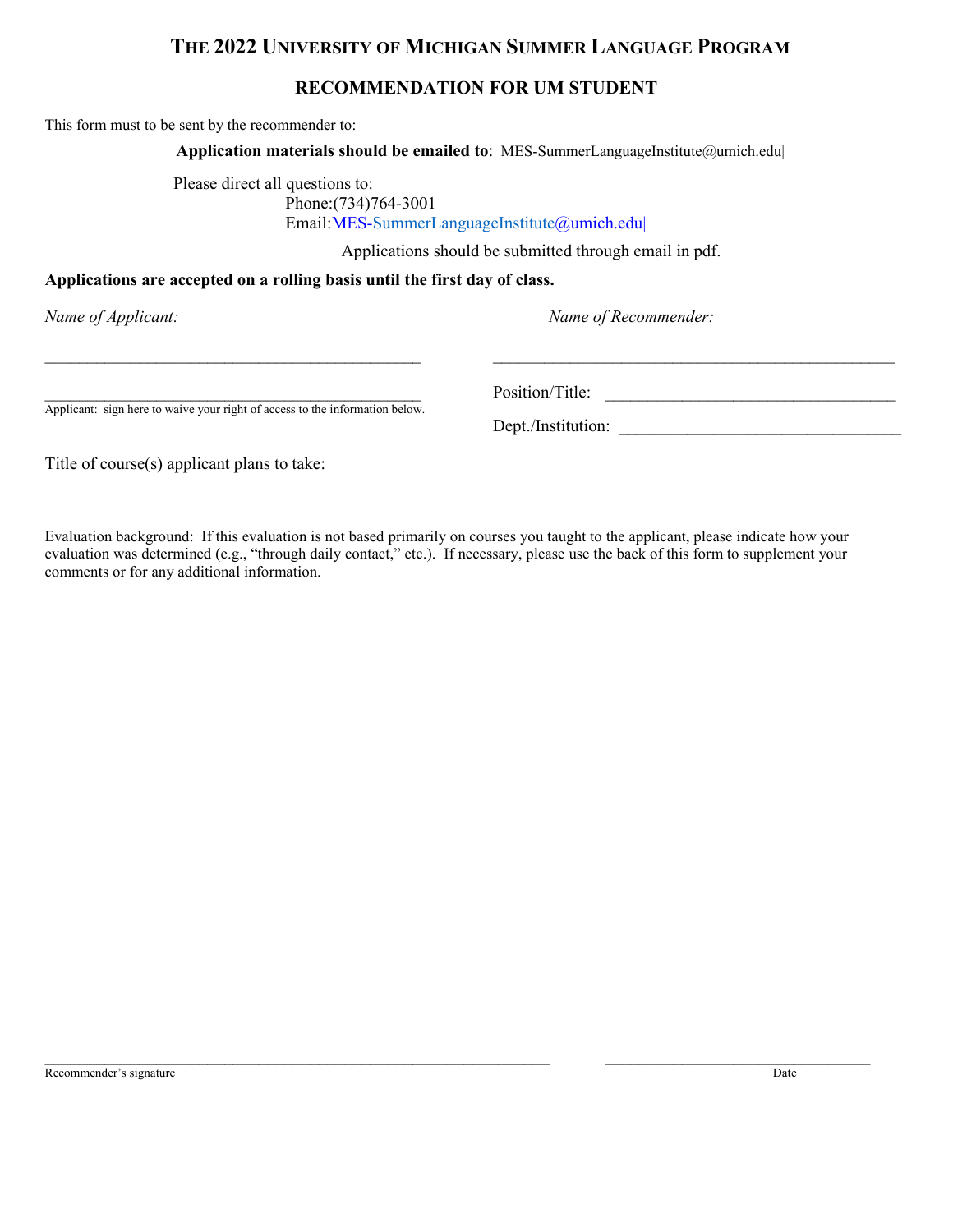# THE 2022 UNIVERSITY OF MICHIGAN SUMMER LANGUAGE PROGRAM

## RECOMMENDATION FOR UM STUDENT

This form must to be sent by the recommender to:

**Application materials should be emailed to**: MES-SummerLanguageInstitute@umich.edu|

Please direct all questions to:
Phone:(734)764-3001
Email:MES-SummerLanguageInstitute@umich.edu|

Applications should be submitted through email in pdf.

**Applications are accepted on a rolling basis until the first day of class.**

*Name of Applicant:*

_____________________________________________

_____________________________________________
Applicant: sign here to waive your right of access to the information below.

*Name of Recommender:*

_____________________________________________

Position/Title: _________________________________

Dept./Institution: _______________________________

Title of course(s) applicant plans to take:

Evaluation background: If this evaluation is not based primarily on courses you taught to the applicant, please indicate how your evaluation was determined (e.g., "through daily contact," etc.). If necessary, please use the back of this form to supplement your comments or for any additional information.

_____________________________________________________________ ________________________________
Recommender's signature Date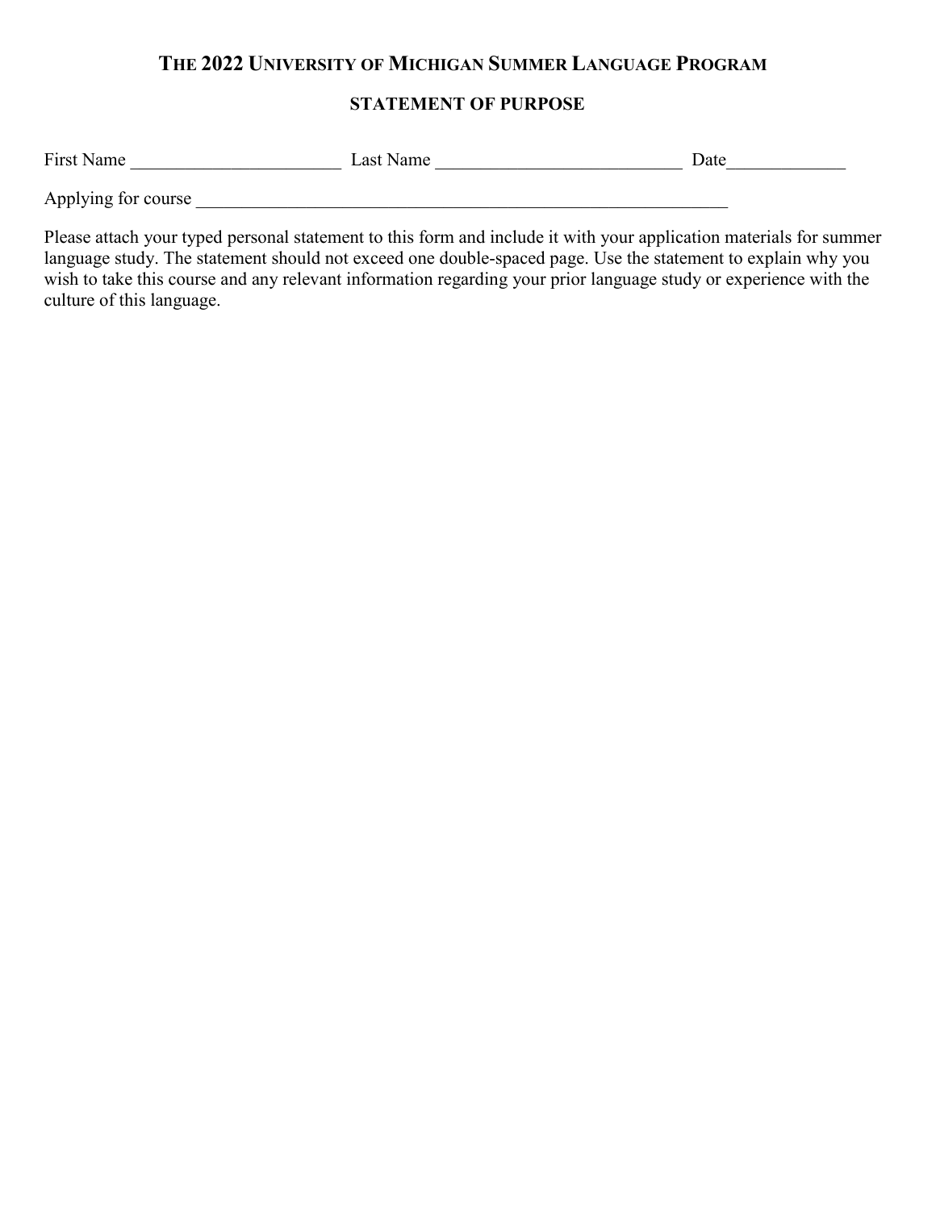## The 2022 University of Michigan Summer Language Program

### STATEMENT OF PURPOSE

First Name _______________________ Last Name ___________________________ Date_____________

Applying for course ___________________________________________________________

Please attach your typed personal statement to this form and include it with your application materials for summer language study. The statement should not exceed one double-spaced page. Use the statement to explain why you wish to take this course and any relevant information regarding your prior language study or experience with the culture of this language.